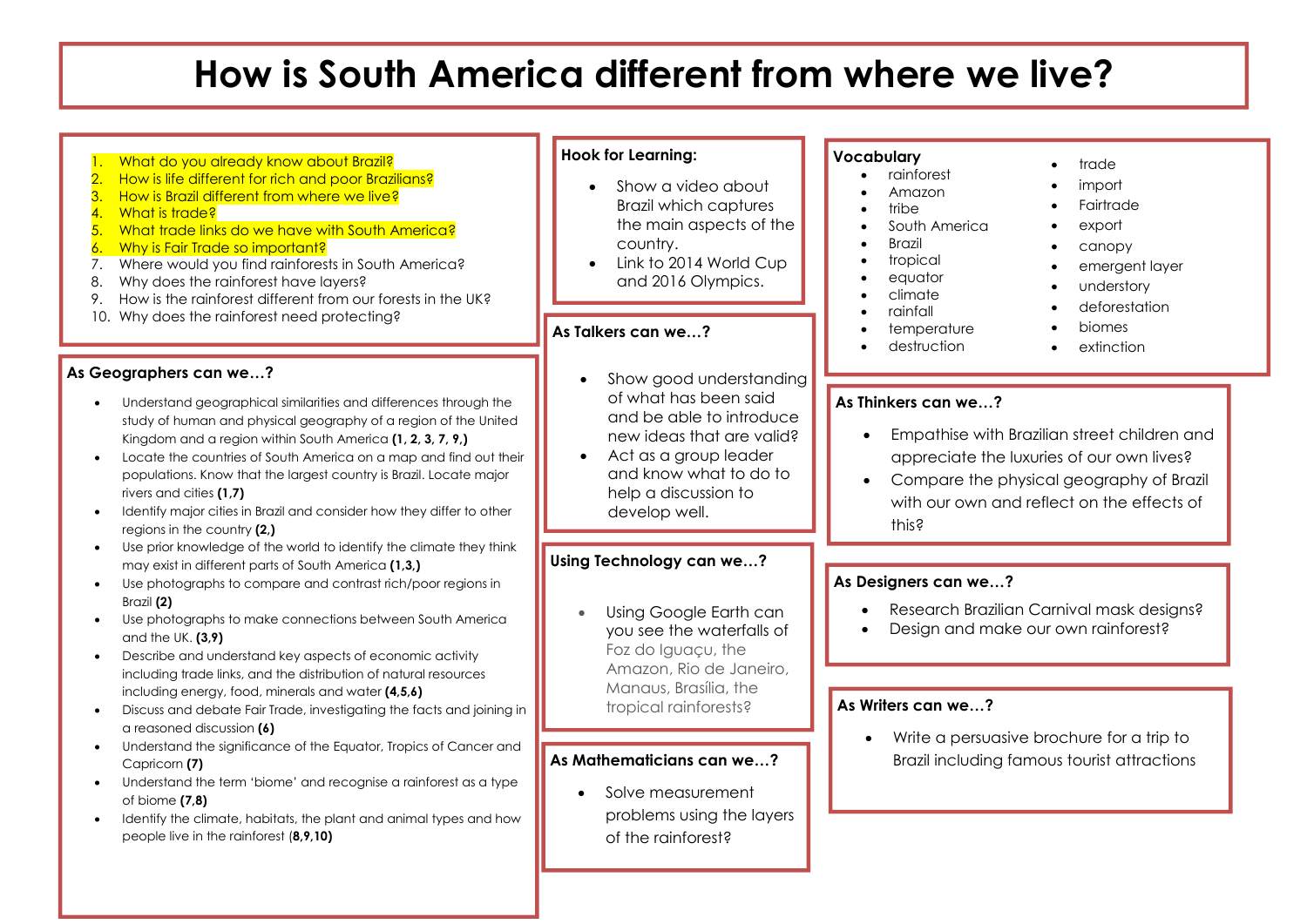# How is South America different from where we live?

1. What do you already know about Brazil?
2. How is life different for rich and poor Brazilians?
3. How is Brazil different from where we live?
4. What is trade?
5. What trade links do we have with South America?
6. Why is Fair Trade so important?
7. Where would you find rainforests in South America?
8. Why does the rainforest have layers?
9. How is the rainforest different from our forests in the UK?
10. Why does the rainforest need protecting?

### As Geographers can we…?

- Understand geographical similarities and differences through the study of human and physical geography of a region of the United Kingdom and a region within South America **(1, 2, 3, 7, 9,)**
- Locate the countries of South America on a map and find out their populations. Know that the largest country is Brazil. Locate major rivers and cities **(1,7)**
- Identify major cities in Brazil and consider how they differ to other regions in the country **(2,)**
- Use prior knowledge of the world to identify the climate they think may exist in different parts of South America **(1,3,)**
- Use photographs to compare and contrast rich/poor regions in Brazil **(2)**
- Use photographs to make connections between South America and the UK. **(3,9)**
- Describe and understand key aspects of economic activity including trade links, and the distribution of natural resources including energy, food, minerals and water **(4,5,6)**
- Discuss and debate Fair Trade, investigating the facts and joining in a reasoned discussion **(6)**
- Understand the significance of the Equator, Tropics of Cancer and Capricorn **(7)**
- Understand the term 'biome' and recognise a rainforest as a type of biome **(7,8)**
- Identify the climate, habitats, the plant and animal types and how people live in the rainforest (**8,9,10)**

### Hook for Learning:

- Show a video about Brazil which captures the main aspects of the country.
- Link to 2014 World Cup and 2016 Olympics.

### As Talkers can we…?

- Show good understanding of what has been said and be able to introduce new ideas that are valid?
- Act as a group leader and know what to do to help a discussion to develop well.

### Using Technology can we…?

- Using Google Earth can you see the waterfalls of Foz do Iguaçu, the Amazon, Rio de Janeiro, Manaus, Brasília, the tropical rainforests?

### As Mathematicians can we…?

- Solve measurement problems using the layers of the rainforest?

### Vocabulary

- rainforest
- Amazon
- tribe
- South America
- Brazil
- tropical
- equator
- climate
- rainfall
- temperature
- destruction
- trade
- import
- Fairtrade
- export
- canopy
- emergent layer
- understory
- deforestation
- biomes
- extinction

### As Thinkers can we…?

- Empathise with Brazilian street children and appreciate the luxuries of our own lives?
- Compare the physical geography of Brazil with our own and reflect on the effects of this?

### As Designers can we…?

- Research Brazilian Carnival mask designs?
- Design and make our own rainforest?

### As Writers can we…?

- Write a persuasive brochure for a trip to Brazil including famous tourist attractions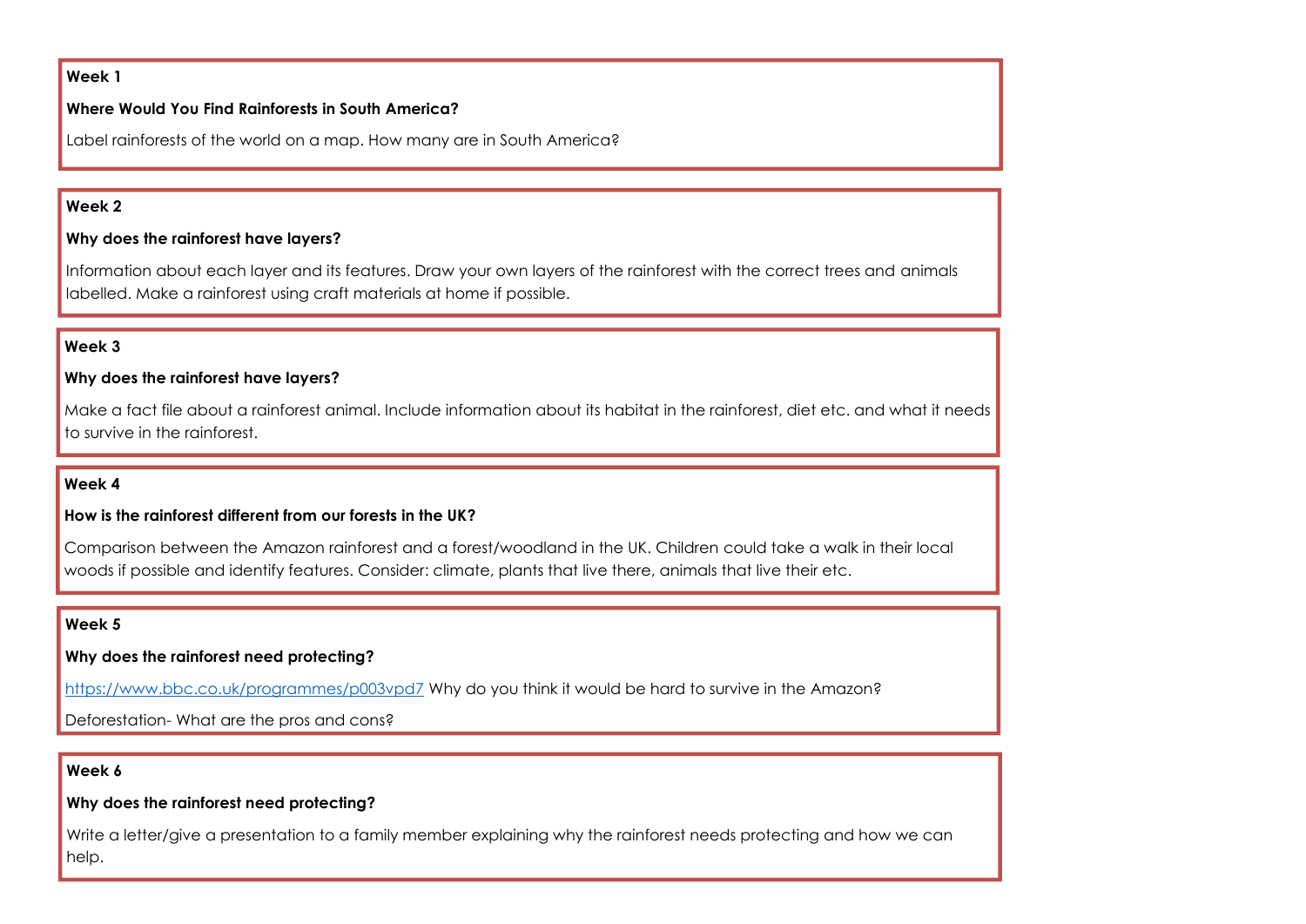**Week 1**

**Where Would You Find Rainforests in South America?**

Label rainforests of the world on a map. How many are in South America?

**Week 2**

**Why does the rainforest have layers?**

Information about each layer and its features. Draw your own layers of the rainforest with the correct trees and animals labelled. Make a rainforest using craft materials at home if possible.

**Week 3**

**Why does the rainforest have layers?**

Make a fact file about a rainforest animal. Include information about its habitat in the rainforest, diet etc. and what it needs to survive in the rainforest.

**Week 4**

**How is the rainforest different from our forests in the UK?**

Comparison between the Amazon rainforest and a forest/woodland in the UK. Children could take a walk in their local woods if possible and identify features. Consider: climate, plants that live there, animals that live their etc.

**Week 5**

**Why does the rainforest need protecting?**

https://www.bbc.co.uk/programmes/p003vpd7 Why do you think it would be hard to survive in the Amazon?

Deforestation- What are the pros and cons?

**Week 6**

**Why does the rainforest need protecting?**

Write a letter/give a presentation to a family member explaining why the rainforest needs protecting and how we can help.